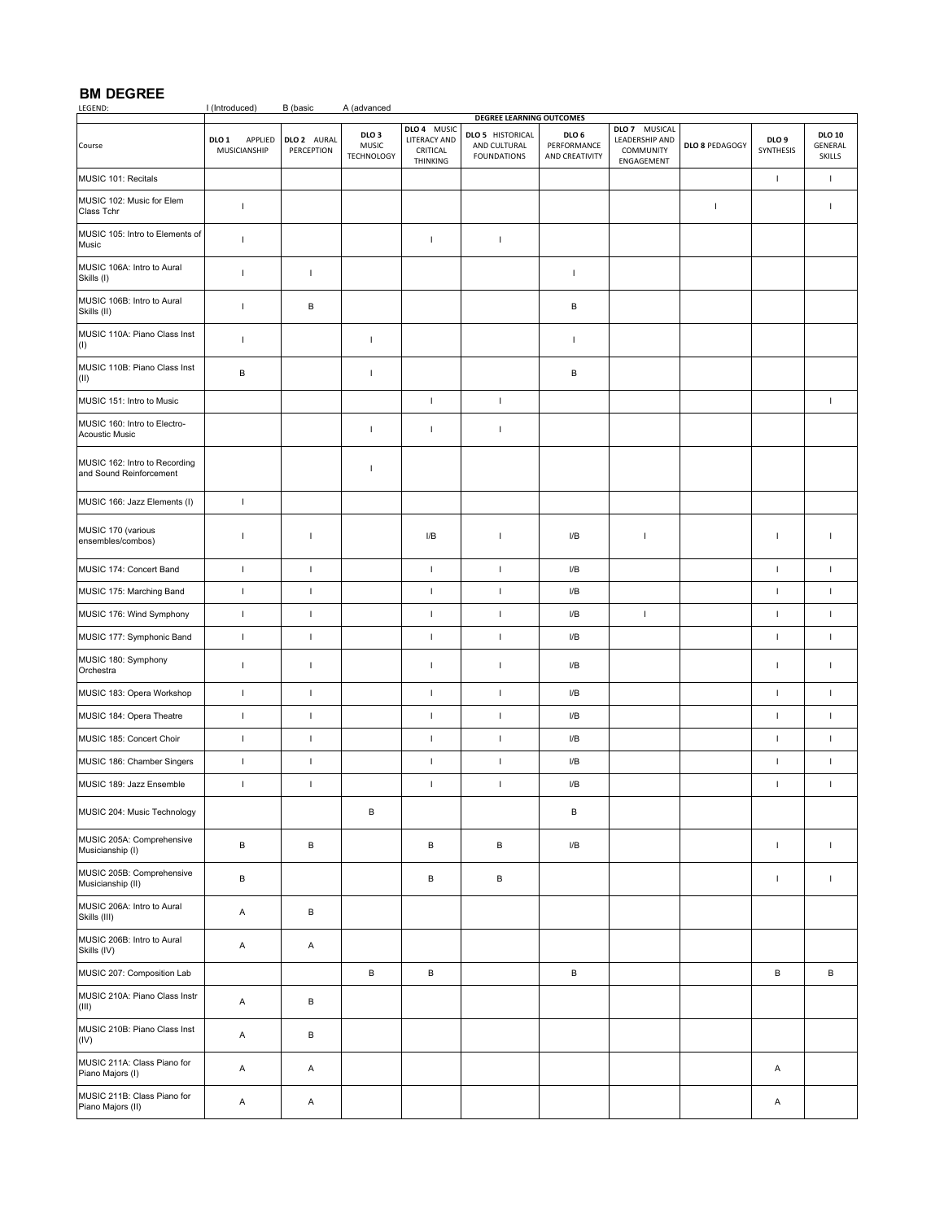## BM DEGREE

LEGEND: I (Introduced) B (basic A (advanced

| Course | DEGREE LEARNING OUTCOMES | | | | | | | | | |
|---|---|---|---|---|---|---|---|---|---|---|
| | DLO 1 APPLIED MUSICIANSHIP | DLO 2 AURAL PERCEPTION | DLO 3 MUSIC TECHNOLOGY | DLO 4 MUSIC LITERACY AND CRITICAL THINKING | DLO 5 HISTORICAL AND CULTURAL FOUNDATIONS | DLO 6 PERFORMANCE AND CREATIVITY | DLO 7 MUSICAL LEADERSHIP AND COMMUNITY ENGAGEMENT | DLO 8 PEDAGOGY | DLO 9 SYNTHESIS | DLO 10 GENERAL SKILLS |
| MUSIC 101: Recitals | | | | | | | | | I | I |
| MUSIC 102: Music for Elem Class Tchr | I | | | | | | | I | | I |
| MUSIC 105: Intro to Elements of Music | I | | | I | I | | | | | |
| MUSIC 106A: Intro to Aural Skills (I) | I | I | | | | I | | | | |
| MUSIC 106B: Intro to Aural Skills (II) | I | B | | | | B | | | | |
| MUSIC 110A: Piano Class Inst (I) | I | | I | | | I | | | | |
| MUSIC 110B: Piano Class Inst (II) | B | | I | | | B | | | | |
| MUSIC 151: Intro to Music | | | | I | I | | | | | I |
| MUSIC 160: Intro to Electro-Acoustic Music | | | I | I | I | | | | | |
| MUSIC 162: Intro to Recording and Sound Reinforcement | | | I | | | | | | | |
| MUSIC 166: Jazz Elements (I) | I | | | | | | | | | |
| MUSIC 170 (various ensembles/combos) | I | I | | I/B | I | I/B | I | | I | I |
| MUSIC 174: Concert Band | I | I | | I | I | I/B | | | I | I |
| MUSIC 175: Marching Band | I | I | | I | I | I/B | | | I | I |
| MUSIC 176: Wind Symphony | I | I | | I | I | I/B | I | | I | I |
| MUSIC 177: Symphonic Band | I | I | | I | I | I/B | | | I | I |
| MUSIC 180: Symphony Orchestra | I | I | | I | I | I/B | | | I | I |
| MUSIC 183: Opera Workshop | I | I | | I | I | I/B | | | I | I |
| MUSIC 184: Opera Theatre | I | I | | I | I | I/B | | | I | I |
| MUSIC 185: Concert Choir | I | I | | I | I | I/B | | | I | I |
| MUSIC 186: Chamber Singers | I | I | | I | I | I/B | | | I | I |
| MUSIC 189: Jazz Ensemble | I | I | | I | I | I/B | | | I | I |
| MUSIC 204: Music Technology | | | B | | | B | | | | |
| MUSIC 205A: Comprehensive Musicianship (I) | B | B | | B | B | I/B | | | I | I |
| MUSIC 205B: Comprehensive Musicianship (II) | B | | | B | B | | | | I | I |
| MUSIC 206A: Intro to Aural Skills (III) | A | B | | | | | | | | |
| MUSIC 206B: Intro to Aural Skills (IV) | A | A | | | | | | | | |
| MUSIC 207: Composition Lab | | | B | B | | B | | | B | B |
| MUSIC 210A: Piano Class Instr (III) | A | B | | | | | | | | |
| MUSIC 210B: Piano Class Inst (IV) | A | B | | | | | | | | |
| MUSIC 211A: Class Piano for Piano Majors (I) | A | A | | | | | | | A | |
| MUSIC 211B: Class Piano for Piano Majors (II) | A | A | | | | | | | A | |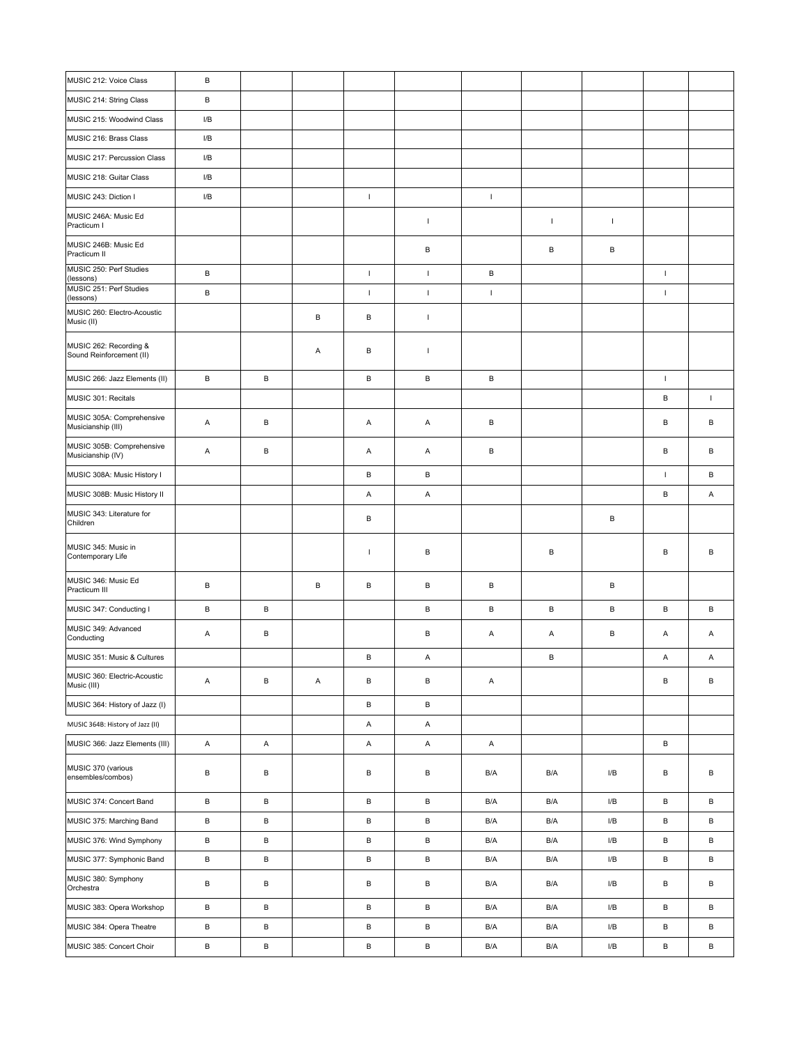| | | | | | | | | | | |
|---|---|---|---|---|---|---|---|---|---|---|
| MUSIC 212: Voice Class | B | | | | | | | | | |
| MUSIC 214: String Class | B | | | | | | | | | |
| MUSIC 215: Woodwind Class | I/B | | | | | | | | | |
| MUSIC 216: Brass Class | I/B | | | | | | | | | |
| MUSIC 217: Percussion Class | I/B | | | | | | | | | |
| MUSIC 218: Guitar Class | I/B | | | | | | | | | |
| MUSIC 243: Diction I | I/B | | | I | | I | | | | |
| MUSIC 246A: Music Ed Practicum I | | | | | I | | I | I | | |
| MUSIC 246B: Music Ed Practicum II | | | | | B | | B | B | | |
| MUSIC 250: Perf Studies (lessons) | B | | | I | I | B | | | I | |
| MUSIC 251: Perf Studies (lessons) | B | | | I | I | I | | | I | |
| MUSIC 260: Electro-Acoustic Music (II) | | | B | B | I | | | | | |
| MUSIC 262: Recording & Sound Reinforcement (II) | | | A | B | I | | | | | |
| MUSIC 266: Jazz Elements (II) | B | B | | B | B | B | | | I | |
| MUSIC 301: Recitals | | | | | | | | | B | I |
| MUSIC 305A: Comprehensive Musicianship (III) | A | B | | A | A | B | | | B | B |
| MUSIC 305B: Comprehensive Musicianship (IV) | A | B | | A | A | B | | | B | B |
| MUSIC 308A: Music History I | | | | B | B | | | | I | B |
| MUSIC 308B: Music History II | | | | A | A | | | | B | A |
| MUSIC 343: Literature for Children | | | | B | | | | B | | |
| MUSIC 345: Music in Contemporary Life | | | | I | B | | B | | B | B |
| MUSIC 346: Music Ed Practicum III | B | | B | B | B | B | | B | | |
| MUSIC 347: Conducting I | B | B | | | B | B | B | B | B | B |
| MUSIC 349: Advanced Conducting | A | B | | | B | A | A | B | A | A |
| MUSIC 351: Music & Cultures | | | | B | A | | B | | A | A |
| MUSIC 360: Electric-Acoustic Music (III) | A | B | A | B | B | A | | | B | B |
| MUSIC 364: History of Jazz (I) | | | | B | B | | | | | |
| MUSIC 364B: History of Jazz (II) | | | | A | A | | | | | |
| MUSIC 366: Jazz Elements (III) | A | A | | A | A | A | | | B | |
| MUSIC 370 (various ensembles/combos) | B | B | | B | B | B/A | B/A | I/B | B | B |
| MUSIC 374: Concert Band | B | B | | B | B | B/A | B/A | I/B | B | B |
| MUSIC 375: Marching Band | B | B | | B | B | B/A | B/A | I/B | B | B |
| MUSIC 376: Wind Symphony | B | B | | B | B | B/A | B/A | I/B | B | B |
| MUSIC 377: Symphonic Band | B | B | | B | B | B/A | B/A | I/B | B | B |
| MUSIC 380: Symphony Orchestra | B | B | | B | B | B/A | B/A | I/B | B | B |
| MUSIC 383: Opera Workshop | B | B | | B | B | B/A | B/A | I/B | B | B |
| MUSIC 384: Opera Theatre | B | B | | B | B | B/A | B/A | I/B | B | B |
| MUSIC 385: Concert Choir | B | B | | B | B | B/A | B/A | I/B | B | B |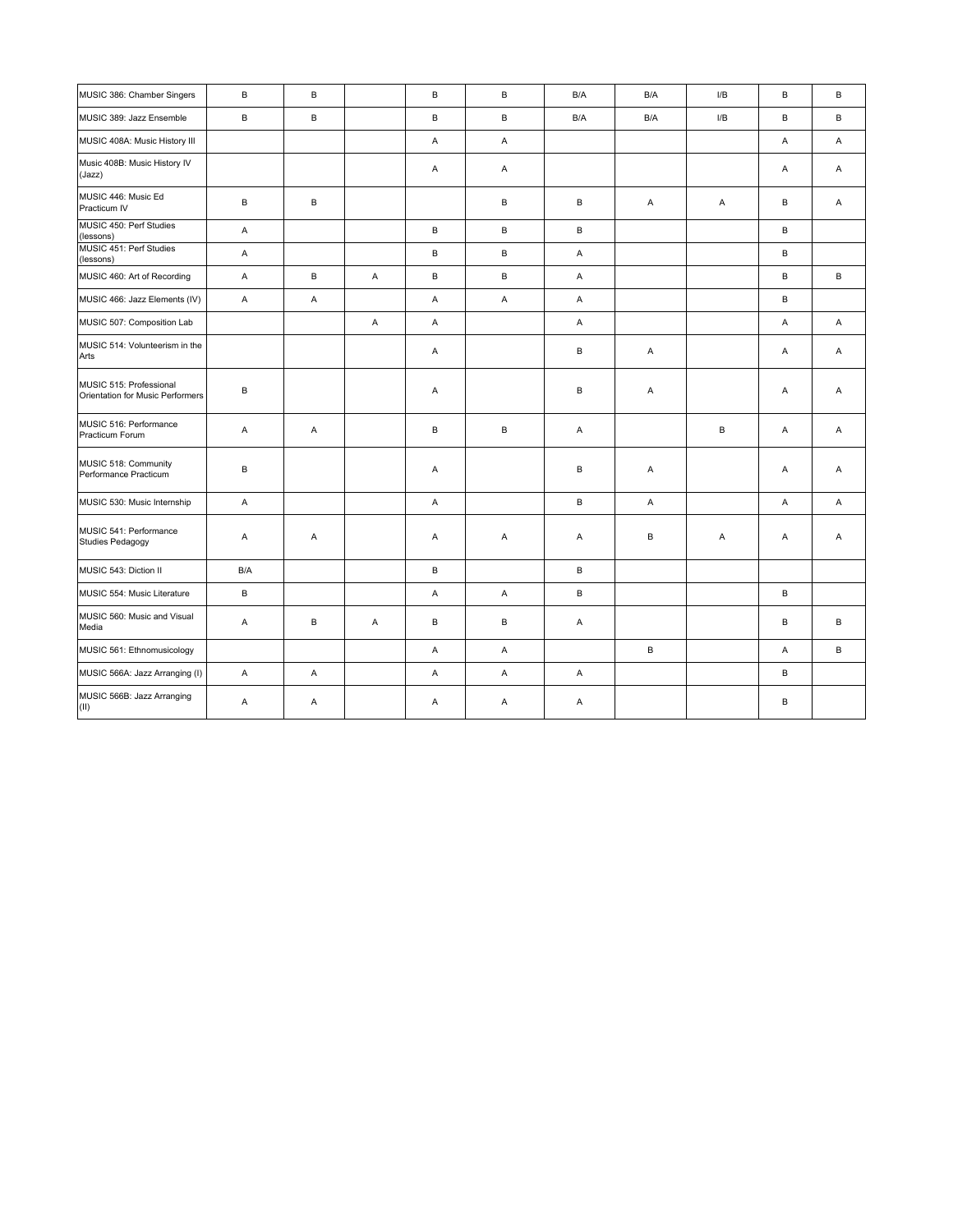| | | | | | | | | | | |
|---|---|---|---|---|---|---|---|---|---|---|
| MUSIC 386: Chamber Singers | B | B | | B | B | B/A | B/A | I/B | B | B |
| MUSIC 389: Jazz Ensemble | B | B | | B | B | B/A | B/A | I/B | B | B |
| MUSIC 408A: Music History III | | | | A | A | | | | A | A |
| Music 408B: Music History IV (Jazz) | | | | A | A | | | | A | A |
| MUSIC 446: Music Ed Practicum IV | B | B | | | B | B | A | A | B | A |
| MUSIC 450: Perf Studies (lessons) | A | | | B | B | B | | | B | |
| MUSIC 451: Perf Studies (lessons) | A | | | B | B | A | | | B | |
| MUSIC 460: Art of Recording | A | B | A | B | B | A | | | B | B |
| MUSIC 466: Jazz Elements (IV) | A | A | | A | A | A | | | B | |
| MUSIC 507: Composition Lab | | | A | A | | A | | | A | A |
| MUSIC 514: Volunteerism in the Arts | | | | A | | B | A | | A | A |
| MUSIC 515: Professional Orientation for Music Performers | B | | | A | | B | A | | A | A |
| MUSIC 516: Performance Practicum Forum | A | A | | B | B | A | | B | A | A |
| MUSIC 518: Community Performance Practicum | B | | | A | | B | A | | A | A |
| MUSIC 530: Music Internship | A | | | A | | B | A | | A | A |
| MUSIC 541: Performance Studies Pedagogy | A | A | | A | A | A | B | A | A | A |
| MUSIC 543: Diction II | B/A | | | B | | B | | | | |
| MUSIC 554: Music Literature | B | | | A | A | B | | | B | |
| MUSIC 560: Music and Visual Media | A | B | A | B | B | A | | | B | B |
| MUSIC 561: Ethnomusicology | | | | A | A | | B | | A | B |
| MUSIC 566A: Jazz Arranging (I) | A | A | | A | A | A | | | B | |
| MUSIC 566B: Jazz Arranging (II) | A | A | | A | A | A | | | B | |